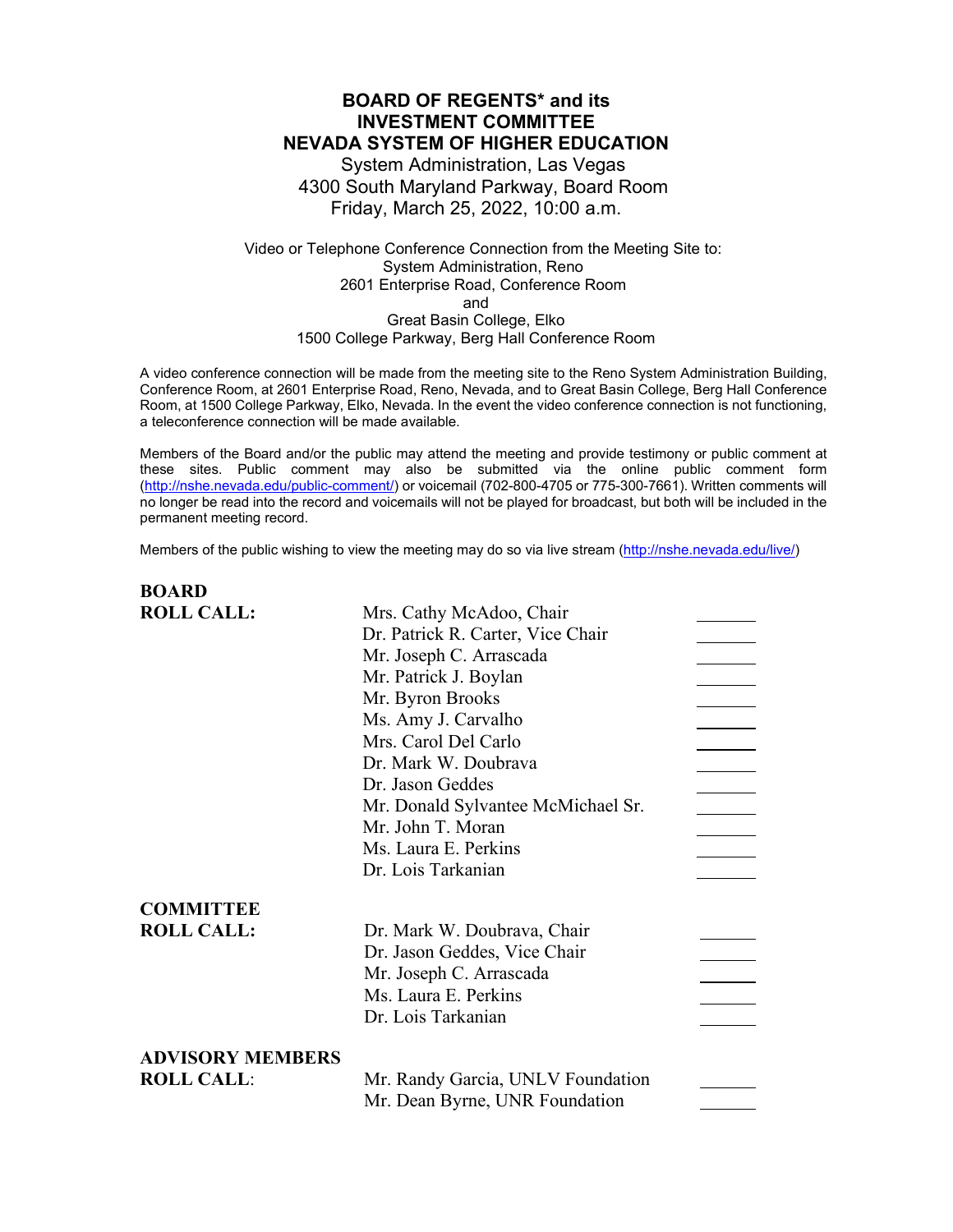# BOARD OF REGENTS* and its INVESTMENT COMMITTEE NEVADA SYSTEM OF HIGHER EDUCATION

System Administration, Las Vegas
4300 South Maryland Parkway, Board Room
Friday, March 25, 2022, 10:00 a.m.

Video or Telephone Conference Connection from the Meeting Site to:
System Administration, Reno
2601 Enterprise Road, Conference Room
and
Great Basin College, Elko
1500 College Parkway, Berg Hall Conference Room

A video conference connection will be made from the meeting site to the Reno System Administration Building, Conference Room, at 2601 Enterprise Road, Reno, Nevada, and to Great Basin College, Berg Hall Conference Room, at 1500 College Parkway, Elko, Nevada. In the event the video conference connection is not functioning, a teleconference connection will be made available.

Members of the Board and/or the public may attend the meeting and provide testimony or public comment at these sites. Public comment may also be submitted via the online public comment form (http://nshe.nevada.edu/public-comment/) or voicemail (702-800-4705 or 775-300-7661). Written comments will no longer be read into the record and voicemails will not be played for broadcast, but both will be included in the permanent meeting record.

Members of the public wishing to view the meeting may do so via live stream (http://nshe.nevada.edu/live/)

**BOARD ROLL CALL:**

| | |
|---|---|
| Mrs. Cathy McAdoo, Chair | _______ |
| Dr. Patrick R. Carter, Vice Chair | _______ |
| Mr. Joseph C. Arrascada | _______ |
| Mr. Patrick J. Boylan | _______ |
| Mr. Byron Brooks | _______ |
| Ms. Amy J. Carvalho | _______ |
| Mrs. Carol Del Carlo | _______ |
| Dr. Mark W. Doubrava | _______ |
| Dr. Jason Geddes | _______ |
| Mr. Donald Sylvantee McMichael Sr. | _______ |
| Mr. John T. Moran | _______ |
| Ms. Laura E. Perkins | _______ |
| Dr. Lois Tarkanian | _______ |

**COMMITTEE ROLL CALL:**

| | |
|---|---|
| Dr. Mark W. Doubrava, Chair | _______ |
| Dr. Jason Geddes, Vice Chair | _______ |
| Mr. Joseph C. Arrascada | _______ |
| Ms. Laura E. Perkins | _______ |
| Dr. Lois Tarkanian | _______ |

**ADVISORY MEMBERS ROLL CALL:**

| | |
|---|---|
| Mr. Randy Garcia, UNLV Foundation | _______ |
| Mr. Dean Byrne, UNR Foundation | _______ |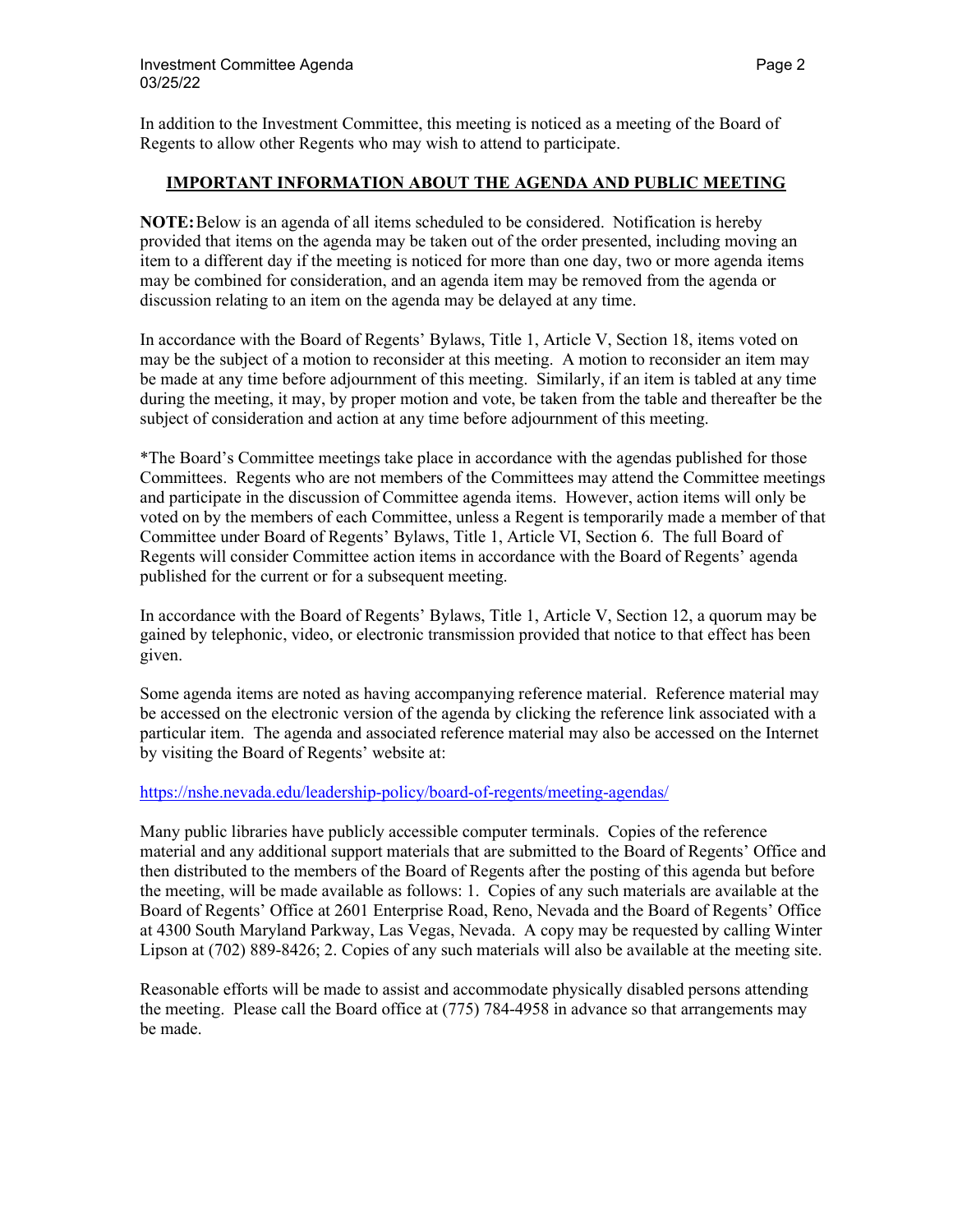In addition to the Investment Committee, this meeting is noticed as a meeting of the Board of Regents to allow other Regents who may wish to attend to participate.

## IMPORTANT INFORMATION ABOUT THE AGENDA AND PUBLIC MEETING

**NOTE:** Below is an agenda of all items scheduled to be considered. Notification is hereby provided that items on the agenda may be taken out of the order presented, including moving an item to a different day if the meeting is noticed for more than one day, two or more agenda items may be combined for consideration, and an agenda item may be removed from the agenda or discussion relating to an item on the agenda may be delayed at any time.

In accordance with the Board of Regents' Bylaws, Title 1, Article V, Section 18, items voted on may be the subject of a motion to reconsider at this meeting. A motion to reconsider an item may be made at any time before adjournment of this meeting. Similarly, if an item is tabled at any time during the meeting, it may, by proper motion and vote, be taken from the table and thereafter be the subject of consideration and action at any time before adjournment of this meeting.

*The Board's Committee meetings take place in accordance with the agendas published for those Committees. Regents who are not members of the Committees may attend the Committee meetings and participate in the discussion of Committee agenda items. However, action items will only be voted on by the members of each Committee, unless a Regent is temporarily made a member of that Committee under Board of Regents' Bylaws, Title 1, Article VI, Section 6. The full Board of Regents will consider Committee action items in accordance with the Board of Regents' agenda published for the current or for a subsequent meeting.

In accordance with the Board of Regents' Bylaws, Title 1, Article V, Section 12, a quorum may be gained by telephonic, video, or electronic transmission provided that notice to that effect has been given.

Some agenda items are noted as having accompanying reference material. Reference material may be accessed on the electronic version of the agenda by clicking the reference link associated with a particular item. The agenda and associated reference material may also be accessed on the Internet by visiting the Board of Regents' website at:

https://nshe.nevada.edu/leadership-policy/board-of-regents/meeting-agendas/

Many public libraries have publicly accessible computer terminals. Copies of the reference material and any additional support materials that are submitted to the Board of Regents' Office and then distributed to the members of the Board of Regents after the posting of this agenda but before the meeting, will be made available as follows: 1. Copies of any such materials are available at the Board of Regents' Office at 2601 Enterprise Road, Reno, Nevada and the Board of Regents' Office at 4300 South Maryland Parkway, Las Vegas, Nevada. A copy may be requested by calling Winter Lipson at (702) 889-8426; 2. Copies of any such materials will also be available at the meeting site.

Reasonable efforts will be made to assist and accommodate physically disabled persons attending the meeting. Please call the Board office at (775) 784-4958 in advance so that arrangements may be made.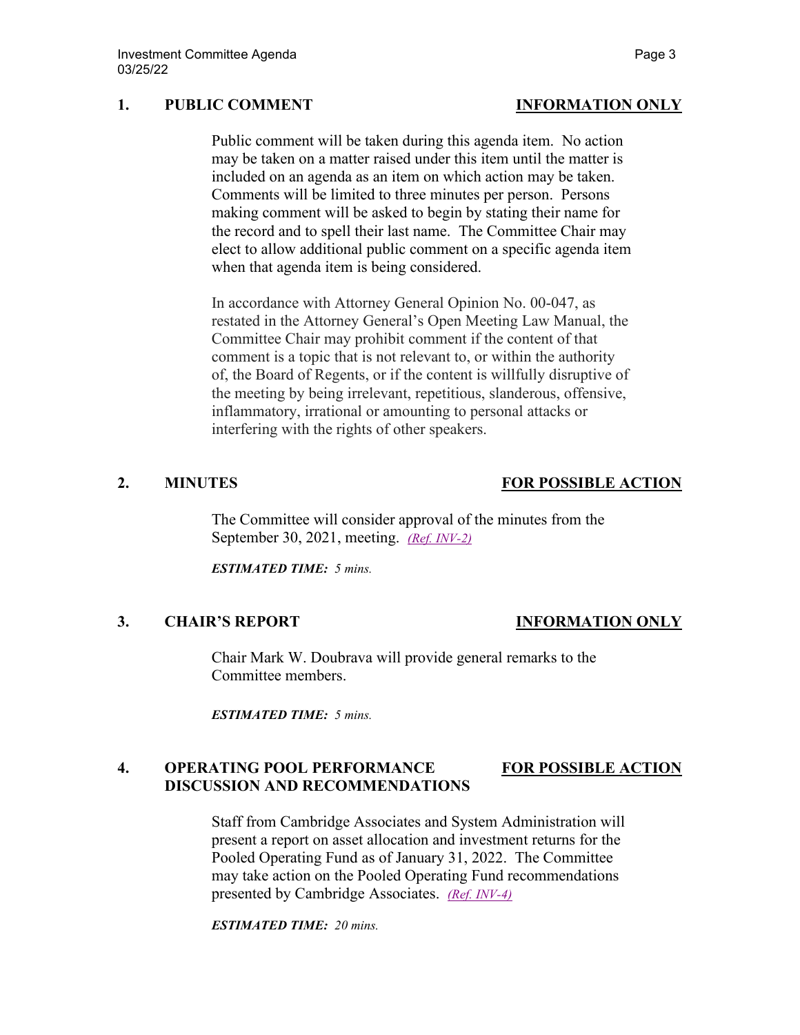## 1. PUBLIC COMMENT — INFORMATION ONLY

Public comment will be taken during this agenda item. No action may be taken on a matter raised under this item until the matter is included on an agenda as an item on which action may be taken. Comments will be limited to three minutes per person. Persons making comment will be asked to begin by stating their name for the record and to spell their last name. The Committee Chair may elect to allow additional public comment on a specific agenda item when that agenda item is being considered.

In accordance with Attorney General Opinion No. 00-047, as restated in the Attorney General's Open Meeting Law Manual, the Committee Chair may prohibit comment if the content of that comment is a topic that is not relevant to, or within the authority of, the Board of Regents, or if the content is willfully disruptive of the meeting by being irrelevant, repetitious, slanderous, offensive, inflammatory, irrational or amounting to personal attacks or interfering with the rights of other speakers.

## 2. MINUTES — FOR POSSIBLE ACTION

The Committee will consider approval of the minutes from the September 30, 2021, meeting. *(Ref. INV-2)*

***ESTIMATED TIME:*** *5 mins.*

## 3. CHAIR'S REPORT — INFORMATION ONLY

Chair Mark W. Doubrava will provide general remarks to the Committee members.

***ESTIMATED TIME:*** *5 mins.*

## 4. OPERATING POOL PERFORMANCE DISCUSSION AND RECOMMENDATIONS — FOR POSSIBLE ACTION

Staff from Cambridge Associates and System Administration will present a report on asset allocation and investment returns for the Pooled Operating Fund as of January 31, 2022. The Committee may take action on the Pooled Operating Fund recommendations presented by Cambridge Associates. *(Ref. INV-4)*

***ESTIMATED TIME:*** *20 mins.*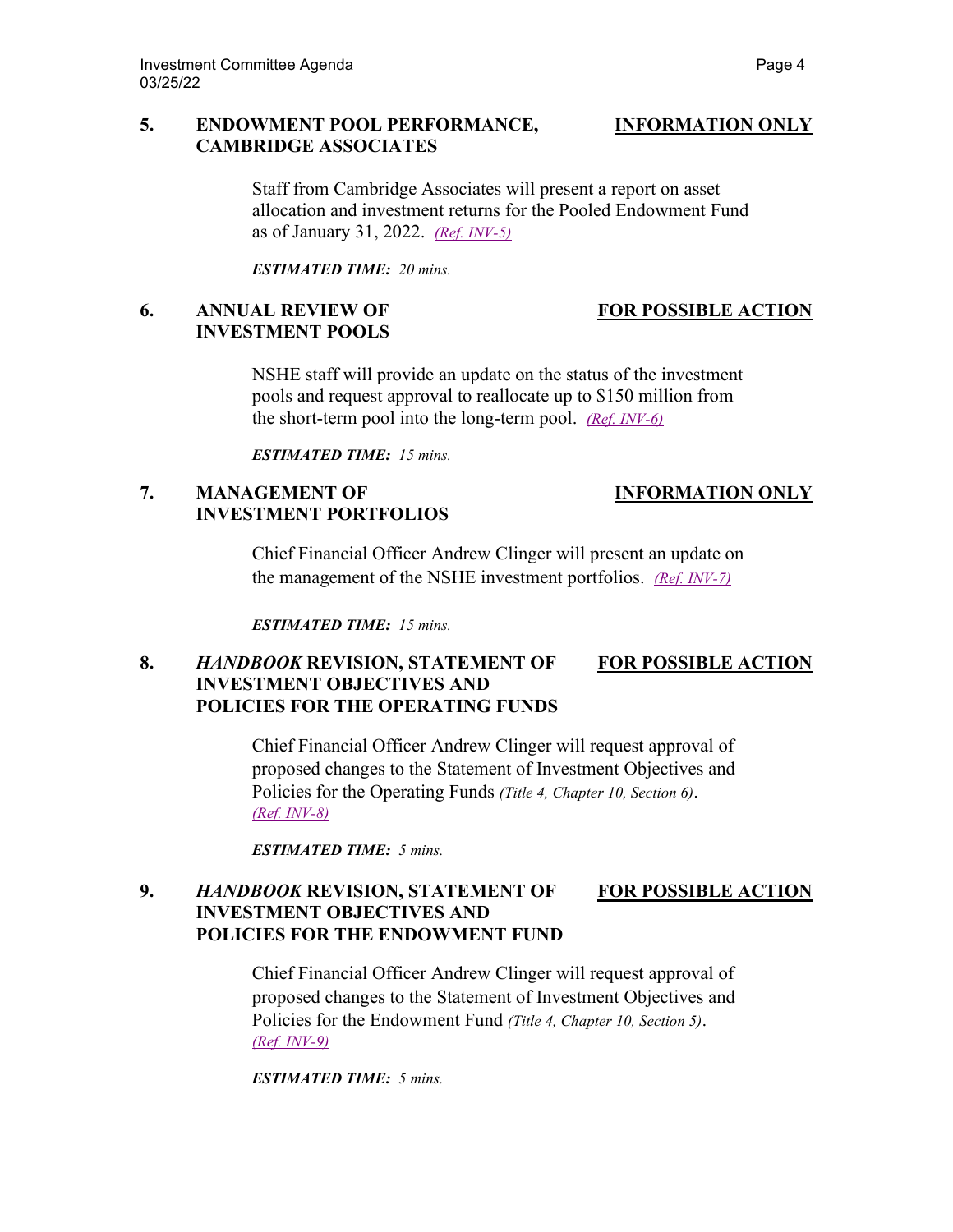## 5. ENDOWMENT POOL PERFORMANCE, CAMBRIDGE ASSOCIATES — INFORMATION ONLY

Staff from Cambridge Associates will present a report on asset allocation and investment returns for the Pooled Endowment Fund as of January 31, 2022. *(Ref. INV-5)*

***ESTIMATED TIME:** 20 mins.*

## 6. ANNUAL REVIEW OF INVESTMENT POOLS — FOR POSSIBLE ACTION

NSHE staff will provide an update on the status of the investment pools and request approval to reallocate up to $150 million from the short-term pool into the long-term pool. *(Ref. INV-6)*

***ESTIMATED TIME:** 15 mins.*

## 7. MANAGEMENT OF INVESTMENT PORTFOLIOS — INFORMATION ONLY

Chief Financial Officer Andrew Clinger will present an update on the management of the NSHE investment portfolios. *(Ref. INV-7)*

***ESTIMATED TIME:** 15 mins.*

## 8. *HANDBOOK* REVISION, STATEMENT OF INVESTMENT OBJECTIVES AND POLICIES FOR THE OPERATING FUNDS — FOR POSSIBLE ACTION

Chief Financial Officer Andrew Clinger will request approval of proposed changes to the Statement of Investment Objectives and Policies for the Operating Funds *(Title 4, Chapter 10, Section 6)*. *(Ref. INV-8)*

***ESTIMATED TIME:** 5 mins.*

## 9. *HANDBOOK* REVISION, STATEMENT OF INVESTMENT OBJECTIVES AND POLICIES FOR THE ENDOWMENT FUND — FOR POSSIBLE ACTION

Chief Financial Officer Andrew Clinger will request approval of proposed changes to the Statement of Investment Objectives and Policies for the Endowment Fund *(Title 4, Chapter 10, Section 5)*. *(Ref. INV-9)*

***ESTIMATED TIME:** 5 mins.*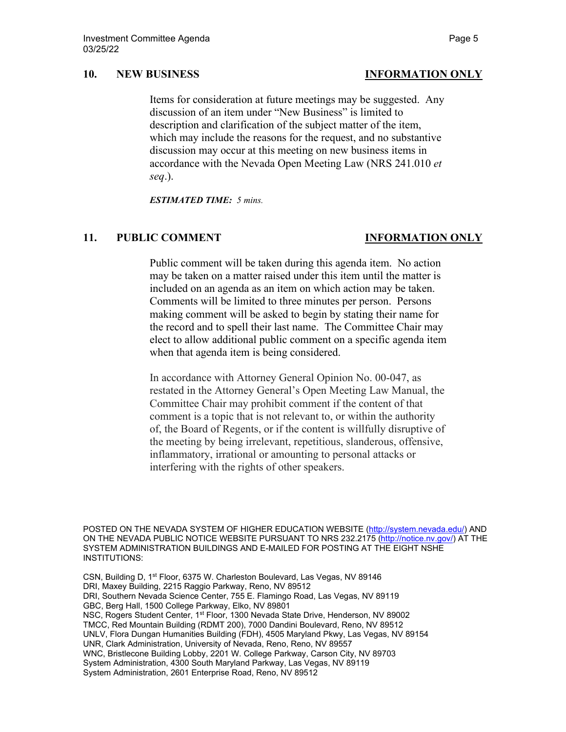## 10. NEW BUSINESS — INFORMATION ONLY

Items for consideration at future meetings may be suggested. Any discussion of an item under "New Business" is limited to description and clarification of the subject matter of the item, which may include the reasons for the request, and no substantive discussion may occur at this meeting on new business items in accordance with the Nevada Open Meeting Law (NRS 241.010 *et seq*.).

***ESTIMATED TIME:*** *5 mins.*

## 11. PUBLIC COMMENT — INFORMATION ONLY

Public comment will be taken during this agenda item. No action may be taken on a matter raised under this item until the matter is included on an agenda as an item on which action may be taken. Comments will be limited to three minutes per person. Persons making comment will be asked to begin by stating their name for the record and to spell their last name. The Committee Chair may elect to allow additional public comment on a specific agenda item when that agenda item is being considered.

In accordance with Attorney General Opinion No. 00-047, as restated in the Attorney General's Open Meeting Law Manual, the Committee Chair may prohibit comment if the content of that comment is a topic that is not relevant to, or within the authority of, the Board of Regents, or if the content is willfully disruptive of the meeting by being irrelevant, repetitious, slanderous, offensive, inflammatory, irrational or amounting to personal attacks or interfering with the rights of other speakers.

POSTED ON THE NEVADA SYSTEM OF HIGHER EDUCATION WEBSITE (http://system.nevada.edu/) AND ON THE NEVADA PUBLIC NOTICE WEBSITE PURSUANT TO NRS 232.2175 (http://notice.nv.gov/) AT THE SYSTEM ADMINISTRATION BUILDINGS AND E-MAILED FOR POSTING AT THE EIGHT NSHE INSTITUTIONS:

CSN, Building D, 1st Floor, 6375 W. Charleston Boulevard, Las Vegas, NV 89146
DRI, Maxey Building, 2215 Raggio Parkway, Reno, NV 89512
DRI, Southern Nevada Science Center, 755 E. Flamingo Road, Las Vegas, NV 89119
GBC, Berg Hall, 1500 College Parkway, Elko, NV 89801
NSC, Rogers Student Center, 1st Floor, 1300 Nevada State Drive, Henderson, NV 89002
TMCC, Red Mountain Building (RDMT 200), 7000 Dandini Boulevard, Reno, NV 89512
UNLV, Flora Dungan Humanities Building (FDH), 4505 Maryland Pkwy, Las Vegas, NV 89154
UNR, Clark Administration, University of Nevada, Reno, Reno, NV 89557
WNC, Bristlecone Building Lobby, 2201 W. College Parkway, Carson City, NV 89703
System Administration, 4300 South Maryland Parkway, Las Vegas, NV 89119
System Administration, 2601 Enterprise Road, Reno, NV 89512